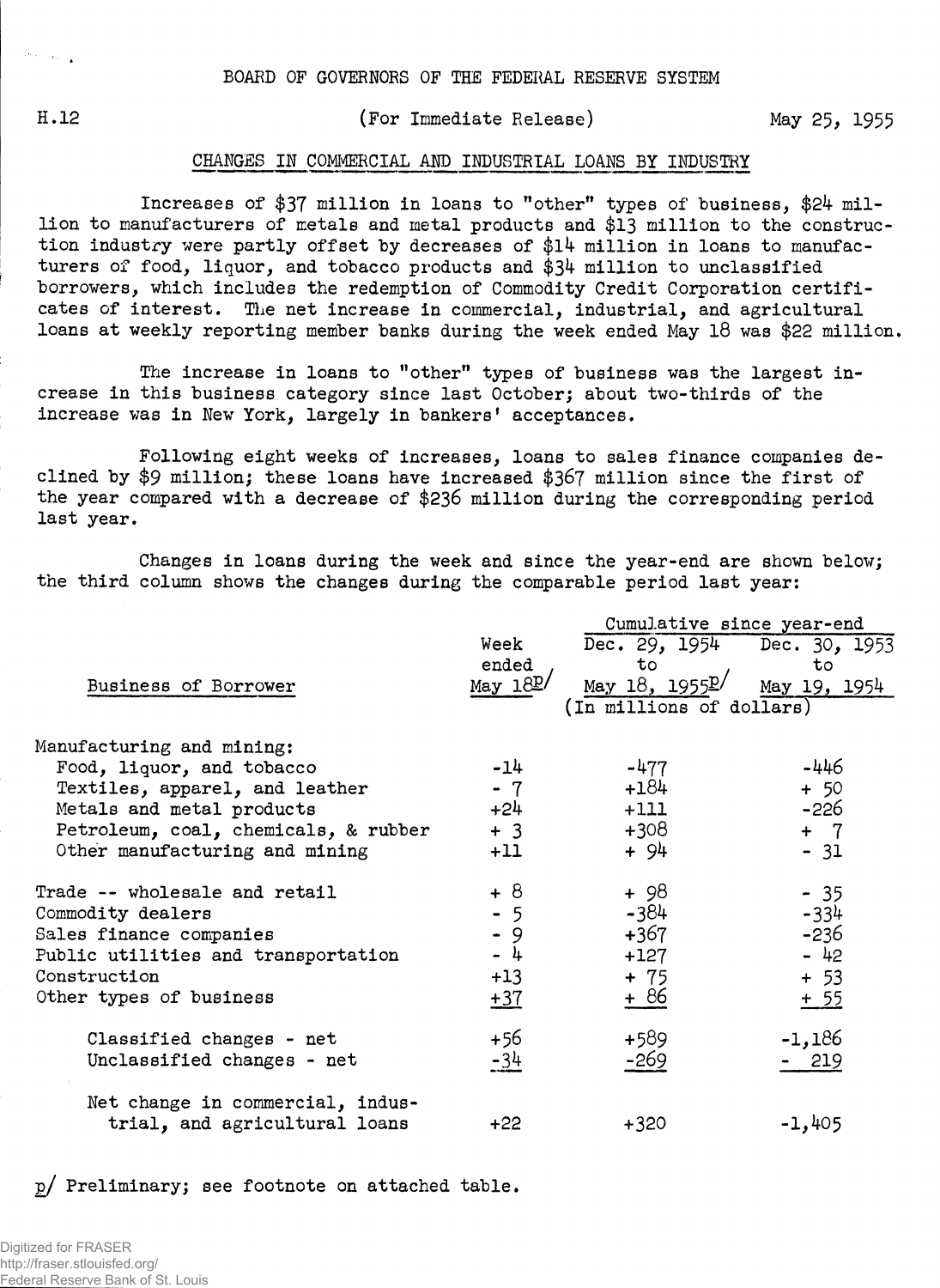BOARD OF GOVERNORS OF THE FEDERAL RESERVE SYSTEM

H.12 (For Immediate Release) May 25, 1955

## CHANGES IN COMMERCIAL AND INDUSTRIAL LOANS BY INDUSTRY

Increases of $37 million in loans to "other" types of business, $24 million to manufacturers of metals and metal products and $13 million to the construction industry were partly offset by decreases of $14 million in loans to manufacturers of food, liquor, and tobacco products and $34 million to unclassified borrowers, which includes the redemption of Commodity Credit Corporation certificates of interest. The net increase in commercial, industrial, and agricultural loans at weekly reporting member banks during the week ended May 18 was $22 million.

The increase in loans to "other" types of business was the largest increase in this business category since last October; about two-thirds of the increase was in New York, largely in bankers' acceptances.

Following eight weeks of increases, loans to sales finance companies declined by $9 million; these loans have increased $367 million since the first of the year compared with a decrease of $236 million during the corresponding period last year.

Changes in loans during the week and since the year-end are shown below; the third column shows the changes during the comparable period last year:

| Business of Borrower | Week ended May 18p/ | Cumulative since year-end: Dec. 29, 1954 to May 18, 1955p/ | Cumulative since year-end: Dec. 30, 1953 to May 19, 1954 |
|---|---|---|---|
| | (In millions of dollars) | | |
| Manufacturing and mining: | | | |
| Food, liquor, and tobacco | -14 | -477 | -446 |
| Textiles, apparel, and leather | - 7 | +184 | + 50 |
| Metals and metal products | +24 | +111 | -226 |
| Petroleum, coal, chemicals, & rubber | + 3 | +308 | + 7 |
| Other manufacturing and mining | +11 | + 94 | - 31 |
| Trade -- wholesale and retail | + 8 | + 98 | - 35 |
| Commodity dealers | - 5 | -384 | -334 |
| Sales finance companies | - 9 | +367 | -236 |
| Public utilities and transportation | - 4 | +127 | - 42 |
| Construction | +13 | + 75 | + 53 |
| Other types of business | +37 | + 86 | + 55 |
| Classified changes - net | +56 | +589 | -1,186 |
| Unclassified changes - net | -34 | -269 | - 219 |
| Net change in commercial, industrial, and agricultural loans | +22 | +320 | -1,405 |

p/ Preliminary; see footnote on attached table.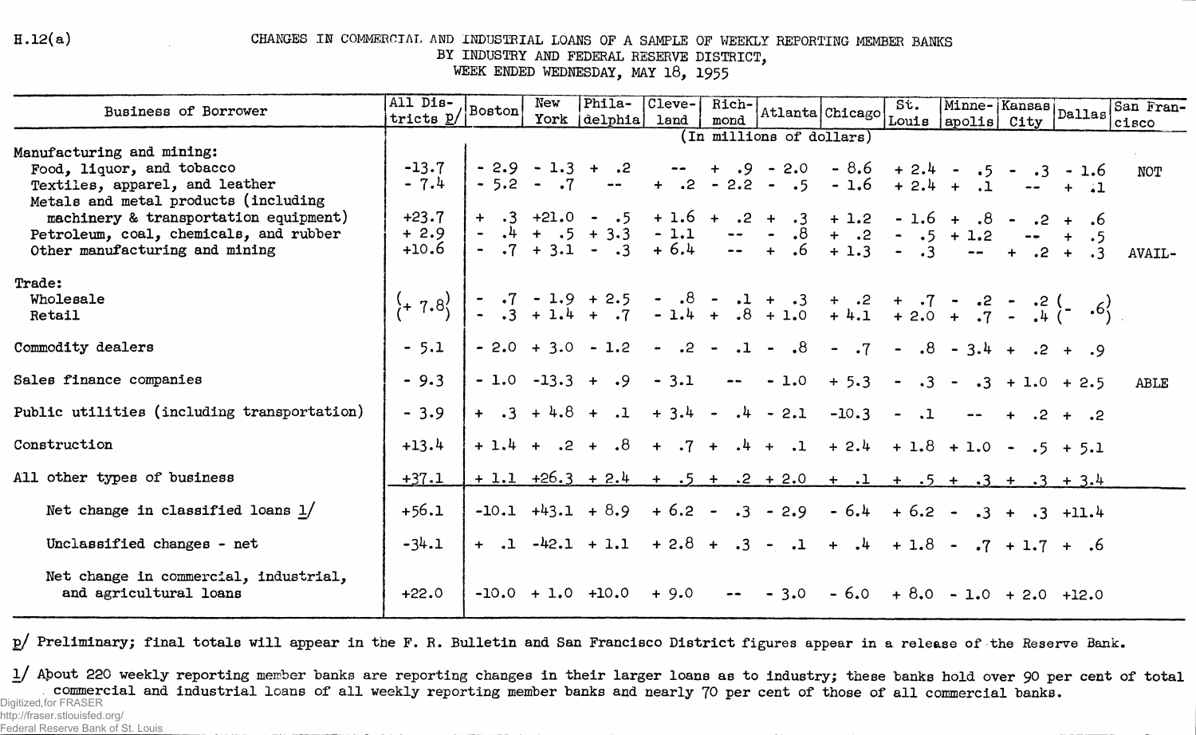H.12(a)

# CHANGES IN COMMERCIAL AND INDUSTRIAL LOANS OF A SAMPLE OF WEEKLY REPORTING MEMBER BANKS BY INDUSTRY AND FEDERAL RESERVE DISTRICT, WEEK ENDED WEDNESDAY, MAY 18, 1955

| Business of Borrower | All Districts p/ | Boston | New York | Philadelphia | Cleveland | Richmond | Atlanta | Chicago | St. Louis | Minneapolis | Kansas City | Dallas | San Francisco |
|---|---|---|---|---|---|---|---|---|---|---|---|---|---|
| | (In millions of dollars) | | | | | | | | | | | | |
| Manufacturing and mining: | | | | | | | | | | | | | |
| Food, liquor, and tobacco | -13.7 | - 2.9 | - 1.3 | + .2 | -- | + .9 | - 2.0 | - 8.6 | + 2.4 | - .5 | - .3 | - 1.6 | NOT |
| Textiles, apparel, and leather | - 7.4 | - 5.2 | - .7 | -- | + .2 | - 2.2 | - .5 | - 1.6 | + 2.4 | + .1 | -- | + .1 | |
| Metals and metal products (including machinery & transportation equipment) | +23.7 | + .3 | +21.0 | - .5 | + 1.6 | + .2 | + .3 | + 1.2 | - 1.6 | + .8 | - .2 | + .6 | |
| Petroleum, coal, chemicals, and rubber | + 2.9 | - .4 | + .5 | + 3.3 | - 1.1 | -- | - .8 | + .2 | - .5 | + 1.2 | -- | + .5 | |
| Other manufacturing and mining | +10.6 | - .7 | + 3.1 | - .3 | + 6.4 | -- | + .6 | + 1.3 | - .3 | -- | + .2 | + .3 | AVAIL- |
| Trade: | | | | | | | | | | | | | |
| Wholesale | (+ 7.8) | - .7 | - 1.9 | + 2.5 | - .8 | - .1 | + .3 | + .2 | + .7 | - .2 | - .2 | (- .6) | |
| Retail | | - .3 | + 1.4 | + .7 | - 1.4 | + .8 | + 1.0 | + 4.1 | + 2.0 | + .7 | - .4 | | |
| Commodity dealers | - 5.1 | - 2.0 | + 3.0 | - 1.2 | - .2 | - .1 | - .8 | - .7 | - .8 | - 3.4 | + .2 | + .9 | |
| Sales finance companies | - 9.3 | - 1.0 | -13.3 | + .9 | - 3.1 | -- | - 1.0 | + 5.3 | - .3 | - .3 | + 1.0 | + 2.5 | ABLE |
| Public utilities (including transportation) | - 3.9 | + .3 | + 4.8 | + .1 | + 3.4 | - .4 | - 2.1 | -10.3 | - .1 | -- | + .2 | + .2 | |
| Construction | +13.4 | + 1.4 | + .2 | + .8 | + .7 | + .4 | + .1 | + 2.4 | + 1.8 | + 1.0 | - .5 | + 5.1 | |
| All other types of business | +37.1 | + 1.1 | +26.3 | + 2.4 | + .5 | + .2 | + 2.0 | + .1 | + .5 | + .3 | + .3 | + 3.4 | |
| Net change in classified loans 1/ | +56.1 | -10.1 | +43.1 | + 8.9 | + 6.2 | - .3 | - 2.9 | - 6.4 | + 6.2 | - .3 | + .3 | +11.4 | |
| Unclassified changes - net | -34.1 | + .1 | -42.1 | + 1.1 | + 2.8 | + .3 | - .1 | + .4 | + 1.8 | - .7 | + 1.7 | + .6 | |
| Net change in commercial, industrial, and agricultural loans | +22.0 | -10.0 | + 1.0 | +10.0 | + 9.0 | -- | - 3.0 | - 6.0 | + 8.0 | - 1.0 | + 2.0 | +12.0 | |

p/ Preliminary; final totals will appear in the F. R. Bulletin and San Francisco District figures appear in a release of the Reserve Bank.

1/ About 220 weekly reporting member banks are reporting changes in their larger loans as to industry; these banks hold over 90 per cent of total commercial and industrial loans of all weekly reporting member banks and nearly 70 per cent of those of all commercial banks.